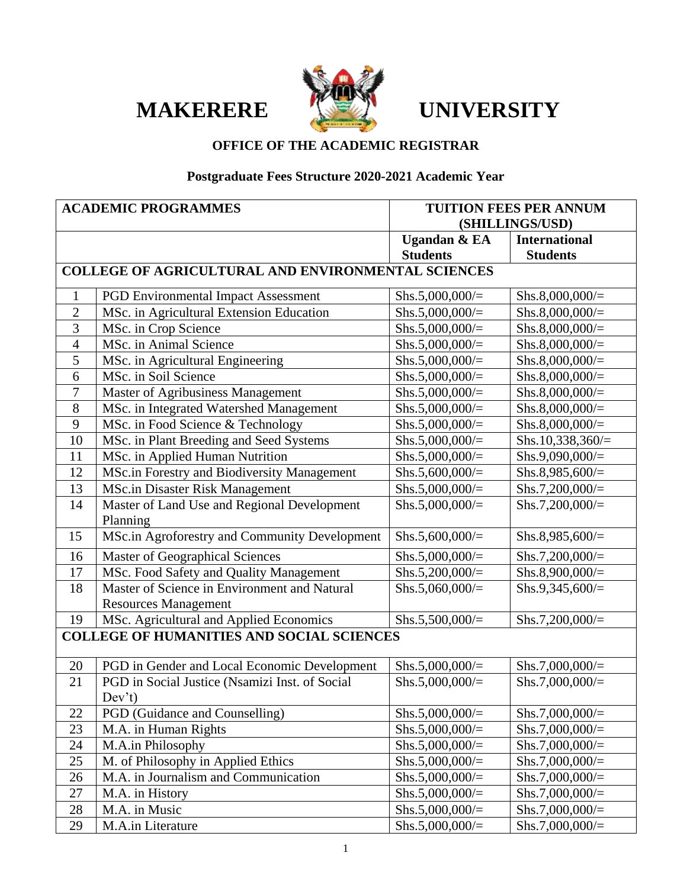# MAKERERE UNIVERSITY

## OFFICE OF THE ACADEMIC REGISTRAR

### Postgraduate Fees Structure 2020-2021 Academic Year

| ACADEMIC PROGRAMMES | | TUITION FEES PER ANNUM (SHILLINGS/USD) | |
|---|---|---|---|
| | | Ugandan & EA Students | International Students |
| **COLLEGE OF AGRICULTURAL AND ENVIRONMENTAL SCIENCES** | | | |
| 1 | PGD Environmental Impact Assessment | Shs.5,000,000/= | Shs.8,000,000/= |
| 2 | MSc. in Agricultural Extension Education | Shs.5,000,000/= | Shs.8,000,000/= |
| 3 | MSc. in Crop Science | Shs.5,000,000/= | Shs.8,000,000/= |
| 4 | MSc. in Animal Science | Shs.5,000,000/= | Shs.8,000,000/= |
| 5 | MSc. in Agricultural Engineering | Shs.5,000,000/= | Shs.8,000,000/= |
| 6 | MSc. in Soil Science | Shs.5,000,000/= | Shs.8,000,000/= |
| 7 | Master of Agribusiness Management | Shs.5,000,000/= | Shs.8,000,000/= |
| 8 | MSc. in Integrated Watershed Management | Shs.5,000,000/= | Shs.8,000,000/= |
| 9 | MSc. in Food Science & Technology | Shs.5,000,000/= | Shs.8,000,000/= |
| 10 | MSc. in Plant Breeding and Seed Systems | Shs.5,000,000/= | Shs.10,338,360/= |
| 11 | MSc. in Applied Human Nutrition | Shs.5,000,000/= | Shs.9,090,000/= |
| 12 | MSc.in Forestry and Biodiversity Management | Shs.5,600,000/= | Shs.8,985,600/= |
| 13 | MSc.in Disaster Risk Management | Shs.5,000,000/= | Shs.7,200,000/= |
| 14 | Master of Land Use and Regional Development Planning | Shs.5,000,000/= | Shs.7,200,000/= |
| 15 | MSc.in Agroforestry and Community Development | Shs.5,600,000/= | Shs.8,985,600/= |
| 16 | Master of Geographical Sciences | Shs.5,000,000/= | Shs.7,200,000/= |
| 17 | MSc. Food Safety and Quality Management | Shs.5,200,000/= | Shs.8,900,000/= |
| 18 | Master of Science in Environment and Natural Resources Management | Shs.5,060,000/= | Shs.9,345,600/= |
| 19 | MSc. Agricultural and Applied Economics | Shs.5,500,000/= | Shs.7,200,000/= |
| **COLLEGE OF HUMANITIES AND SOCIAL SCIENCES** | | | |
| 20 | PGD in Gender and Local Economic Development | Shs.5,000,000/= | Shs.7,000,000/= |
| 21 | PGD in Social Justice (Nsamizi Inst. of Social Dev't) | Shs.5,000,000/= | Shs.7,000,000/= |
| 22 | PGD (Guidance and Counselling) | Shs.5,000,000/= | Shs.7,000,000/= |
| 23 | M.A. in Human Rights | Shs.5,000,000/= | Shs.7,000,000/= |
| 24 | M.A.in Philosophy | Shs.5,000,000/= | Shs.7,000,000/= |
| 25 | M. of Philosophy in Applied Ethics | Shs.5,000,000/= | Shs.7,000,000/= |
| 26 | M.A. in Journalism and Communication | Shs.5,000,000/= | Shs.7,000,000/= |
| 27 | M.A. in History | Shs.5,000,000/= | Shs.7,000,000/= |
| 28 | M.A. in Music | Shs.5,000,000/= | Shs.7,000,000/= |
| 29 | M.A.in Literature | Shs.5,000,000/= | Shs.7,000,000/= |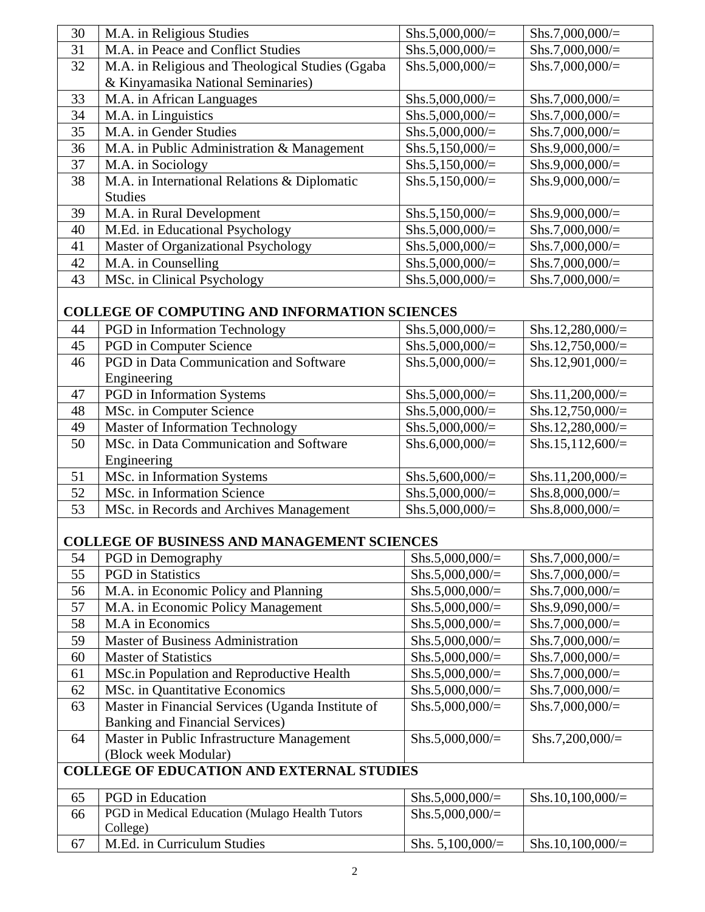| | | | |
|---|---|---|---|
| 30 | M.A. in Religious Studies | Shs.5,000,000/= | Shs.7,000,000/= |
| 31 | M.A. in Peace and Conflict Studies | Shs.5,000,000/= | Shs.7,000,000/= |
| 32 | M.A. in Religious and Theological Studies (Ggaba & Kinyamasika National Seminaries) | Shs.5,000,000/= | Shs.7,000,000/= |
| 33 | M.A. in African Languages | Shs.5,000,000/= | Shs.7,000,000/= |
| 34 | M.A. in Linguistics | Shs.5,000,000/= | Shs.7,000,000/= |
| 35 | M.A. in Gender Studies | Shs.5,000,000/= | Shs.7,000,000/= |
| 36 | M.A. in Public Administration & Management | Shs.5,150,000/= | Shs.9,000,000/= |
| 37 | M.A. in Sociology | Shs.5,150,000/= | Shs.9,000,000/= |
| 38 | M.A. in International Relations & Diplomatic Studies | Shs.5,150,000/= | Shs.9,000,000/= |
| 39 | M.A. in Rural Development | Shs.5,150,000/= | Shs.9,000,000/= |
| 40 | M.Ed. in Educational Psychology | Shs.5,000,000/= | Shs.7,000,000/= |
| 41 | Master of Organizational Psychology | Shs.5,000,000/= | Shs.7,000,000/= |
| 42 | M.A. in Counselling | Shs.5,000,000/= | Shs.7,000,000/= |
| 43 | MSc. in Clinical Psychology | Shs.5,000,000/= | Shs.7,000,000/= |
| **COLLEGE OF COMPUTING AND INFORMATION SCIENCES** | | | |
| 44 | PGD in Information Technology | Shs.5,000,000/= | Shs.12,280,000/= |
| 45 | PGD in Computer Science | Shs.5,000,000/= | Shs.12,750,000/= |
| 46 | PGD in Data Communication and Software Engineering | Shs.5,000,000/= | Shs.12,901,000/= |
| 47 | PGD in Information Systems | Shs.5,000,000/= | Shs.11,200,000/= |
| 48 | MSc. in Computer Science | Shs.5,000,000/= | Shs.12,750,000/= |
| 49 | Master of Information Technology | Shs.5,000,000/= | Shs.12,280,000/= |
| 50 | MSc. in Data Communication and Software Engineering | Shs.6,000,000/= | Shs.15,112,600/= |
| 51 | MSc. in Information Systems | Shs.5,600,000/= | Shs.11,200,000/= |
| 52 | MSc. in Information Science | Shs.5,000,000/= | Shs.8,000,000/= |
| 53 | MSc. in Records and Archives Management | Shs.5,000,000/= | Shs.8,000,000/= |
| **COLLEGE OF BUSINESS AND MANAGEMENT SCIENCES** | | | |
| 54 | PGD in Demography | Shs.5,000,000/= | Shs.7,000,000/= |
| 55 | PGD in Statistics | Shs.5,000,000/= | Shs.7,000,000/= |
| 56 | M.A. in Economic Policy and Planning | Shs.5,000,000/= | Shs.7,000,000/= |
| 57 | M.A. in Economic Policy Management | Shs.5,000,000/= | Shs.9,090,000/= |
| 58 | M.A in Economics | Shs.5,000,000/= | Shs.7,000,000/= |
| 59 | Master of Business Administration | Shs.5,000,000/= | Shs.7,000,000/= |
| 60 | Master of Statistics | Shs.5,000,000/= | Shs.7,000,000/= |
| 61 | MSc.in Population and Reproductive Health | Shs.5,000,000/= | Shs.7,000,000/= |
| 62 | MSc. in Quantitative Economics | Shs.5,000,000/= | Shs.7,000,000/= |
| 63 | Master in Financial Services (Uganda Institute of Banking and Financial Services) | Shs.5,000,000/= | Shs.7,000,000/= |
| 64 | Master in Public Infrastructure Management (Block week Modular) | Shs.5,000,000/= | Shs.7,200,000/= |
| **COLLEGE OF EDUCATION AND EXTERNAL STUDIES** | | | |
| 65 | PGD in Education | Shs.5,000,000/= | Shs.10,100,000/= |
| 66 | PGD in Medical Education (Mulago Health Tutors College) | Shs.5,000,000/= | |
| 67 | M.Ed. in Curriculum Studies | Shs. 5,100,000/= | Shs.10,100,000/= |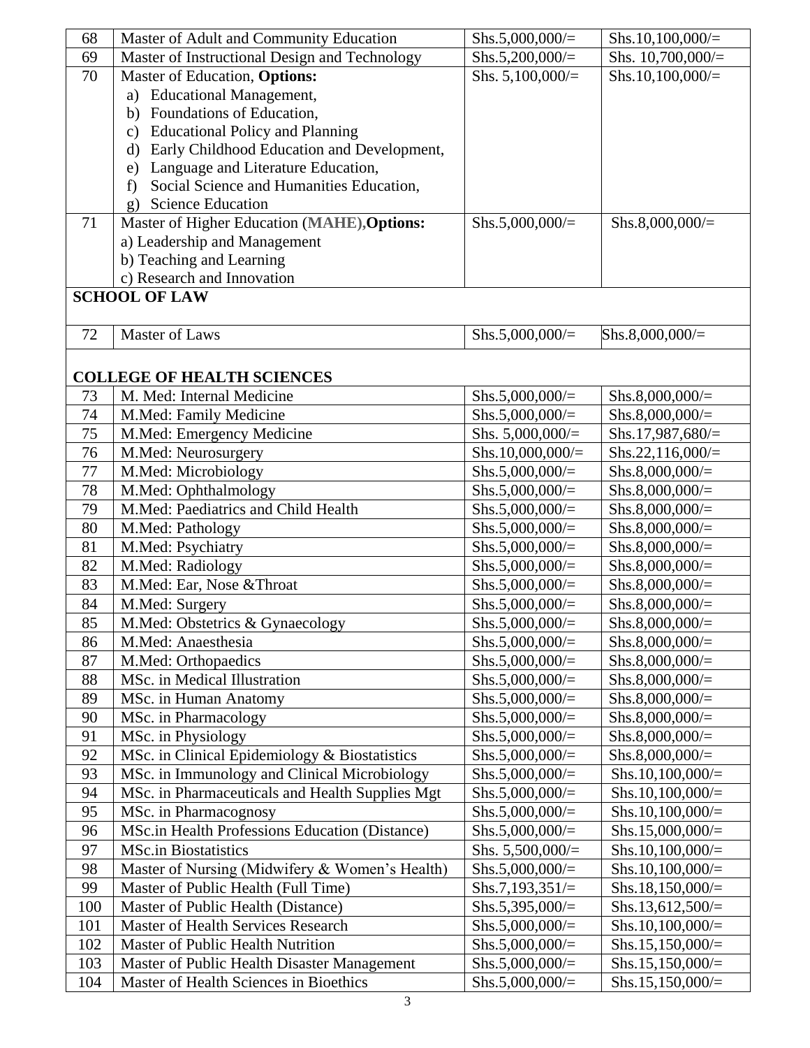| | | | |
|---|---|---|---|
| 68 | Master of Adult and Community Education | Shs.5,000,000/= | Shs.10,100,000/= |
| 69 | Master of Instructional Design and Technology | Shs.5,200,000/= | Shs. 10,700,000/= |
| 70 | Master of Education, **Options:**<br>a) Educational Management,<br>b) Foundations of Education,<br>c) Educational Policy and Planning<br>d) Early Childhood Education and Development,<br>e) Language and Literature Education,<br>f) Social Science and Humanities Education,<br>g) Science Education | Shs. 5,100,000/= | Shs.10,100,000/= |
| 71 | Master of Higher Education (**MAHE**),**Options:**<br>a) Leadership and Management<br>b) Teaching and Learning<br>c) Research and Innovation | Shs.5,000,000/= | Shs.8,000,000/= |
| **SCHOOL OF LAW** | | | |
| 72 | Master of Laws | Shs.5,000,000/= | Shs.8,000,000/= |
| **COLLEGE OF HEALTH SCIENCES** | | | |
| 73 | M. Med: Internal Medicine | Shs.5,000,000/= | Shs.8,000,000/= |
| 74 | M.Med: Family Medicine | Shs.5,000,000/= | Shs.8,000,000/= |
| 75 | M.Med: Emergency Medicine | Shs. 5,000,000/= | Shs.17,987,680/= |
| 76 | M.Med: Neurosurgery | Shs.10,000,000/= | Shs.22,116,000/= |
| 77 | M.Med: Microbiology | Shs.5,000,000/= | Shs.8,000,000/= |
| 78 | M.Med: Ophthalmology | Shs.5,000,000/= | Shs.8,000,000/= |
| 79 | M.Med: Paediatrics and Child Health | Shs.5,000,000/= | Shs.8,000,000/= |
| 80 | M.Med: Pathology | Shs.5,000,000/= | Shs.8,000,000/= |
| 81 | M.Med: Psychiatry | Shs.5,000,000/= | Shs.8,000,000/= |
| 82 | M.Med: Radiology | Shs.5,000,000/= | Shs.8,000,000/= |
| 83 | M.Med: Ear, Nose &Throat | Shs.5,000,000/= | Shs.8,000,000/= |
| 84 | M.Med: Surgery | Shs.5,000,000/= | Shs.8,000,000/= |
| 85 | M.Med: Obstetrics & Gynaecology | Shs.5,000,000/= | Shs.8,000,000/= |
| 86 | M.Med: Anaesthesia | Shs.5,000,000/= | Shs.8,000,000/= |
| 87 | M.Med: Orthopaedics | Shs.5,000,000/= | Shs.8,000,000/= |
| 88 | MSc. in Medical Illustration | Shs.5,000,000/= | Shs.8,000,000/= |
| 89 | MSc. in Human Anatomy | Shs.5,000,000/= | Shs.8,000,000/= |
| 90 | MSc. in Pharmacology | Shs.5,000,000/= | Shs.8,000,000/= |
| 91 | MSc. in Physiology | Shs.5,000,000/= | Shs.8,000,000/= |
| 92 | MSc. in Clinical Epidemiology & Biostatistics | Shs.5,000,000/= | Shs.8,000,000/= |
| 93 | MSc. in Immunology and Clinical Microbiology | Shs.5,000,000/= | Shs.10,100,000/= |
| 94 | MSc. in Pharmaceuticals and Health Supplies Mgt | Shs.5,000,000/= | Shs.10,100,000/= |
| 95 | MSc. in Pharmacognosy | Shs.5,000,000/= | Shs.10,100,000/= |
| 96 | MSc.in Health Professions Education (Distance) | Shs.5,000,000/= | Shs.15,000,000/= |
| 97 | MSc.in Biostatistics | Shs. 5,500,000/= | Shs.10,100,000/= |
| 98 | Master of Nursing (Midwifery & Women's Health) | Shs.5,000,000/= | Shs.10,100,000/= |
| 99 | Master of Public Health (Full Time) | Shs.7,193,351/= | Shs.18,150,000/= |
| 100 | Master of Public Health (Distance) | Shs.5,395,000/= | Shs.13,612,500/= |
| 101 | Master of Health Services Research | Shs.5,000,000/= | Shs.10,100,000/= |
| 102 | Master of Public Health Nutrition | Shs.5,000,000/= | Shs.15,150,000/= |
| 103 | Master of Public Health Disaster Management | Shs.5,000,000/= | Shs.15,150,000/= |
| 104 | Master of Health Sciences in Bioethics | Shs.5,000,000/= | Shs.15,150,000/= |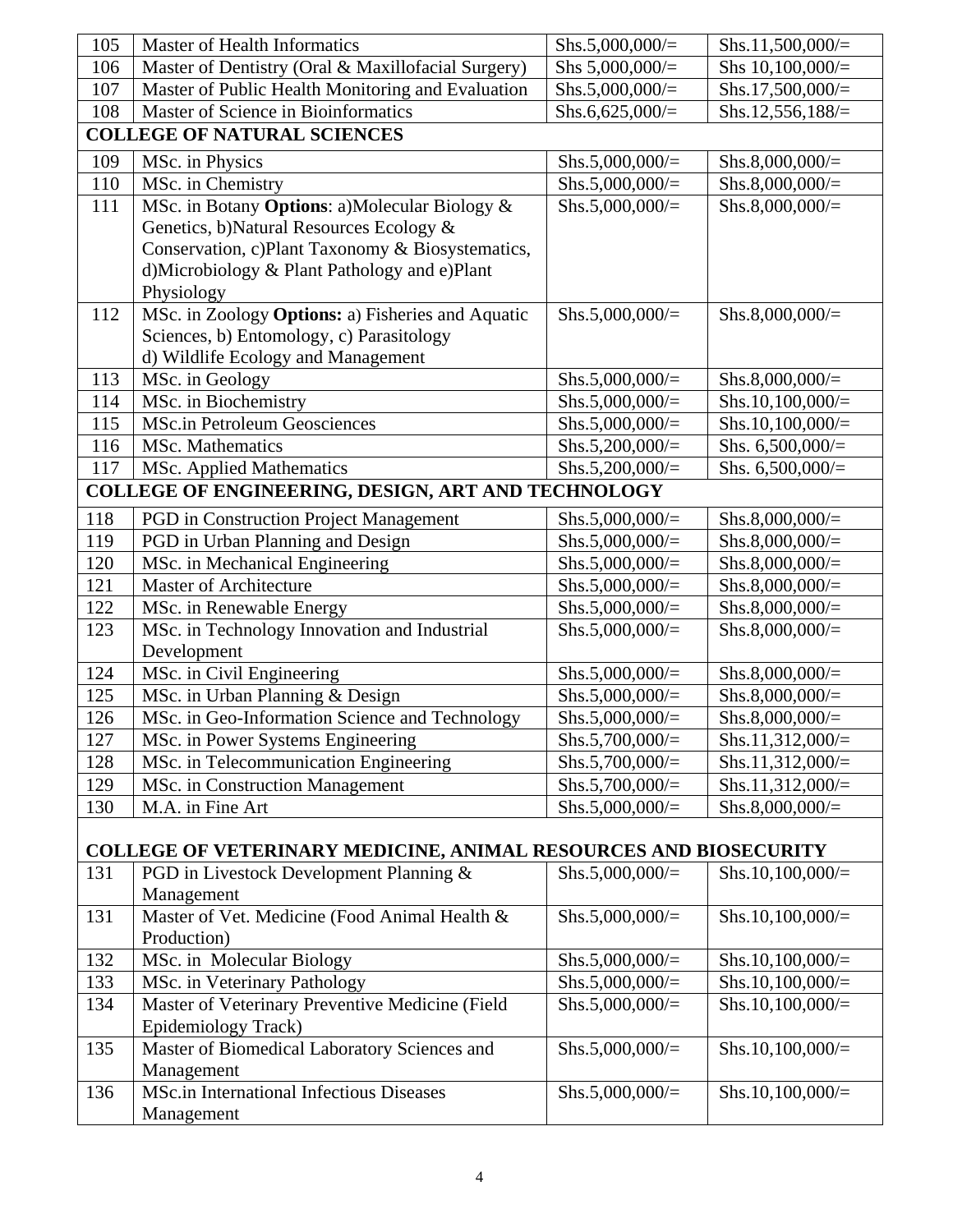| | | | |
|---|---|---|---|
| 105 | Master of Health Informatics | Shs.5,000,000/= | Shs.11,500,000/= |
| 106 | Master of Dentistry (Oral & Maxillofacial Surgery) | Shs 5,000,000/= | Shs 10,100,000/= |
| 107 | Master of Public Health Monitoring and Evaluation | Shs.5,000,000/= | Shs.17,500,000/= |
| 108 | Master of Science in Bioinformatics | Shs.6,625,000/= | Shs.12,556,188/= |
| **COLLEGE OF NATURAL SCIENCES** | | | |
| 109 | MSc. in Physics | Shs.5,000,000/= | Shs.8,000,000/= |
| 110 | MSc. in Chemistry | Shs.5,000,000/= | Shs.8,000,000/= |
| 111 | MSc. in Botany **Options**: a)Molecular Biology & Genetics, b)Natural Resources Ecology & Conservation, c)Plant Taxonomy & Biosystematics, d)Microbiology & Plant Pathology and e)Plant Physiology | Shs.5,000,000/= | Shs.8,000,000/= |
| 112 | MSc. in Zoology **Options:** a) Fisheries and Aquatic Sciences, b) Entomology, c) Parasitology d) Wildlife Ecology and Management | Shs.5,000,000/= | Shs.8,000,000/= |
| 113 | MSc. in Geology | Shs.5,000,000/= | Shs.8,000,000/= |
| 114 | MSc. in Biochemistry | Shs.5,000,000/= | Shs.10,100,000/= |
| 115 | MSc.in Petroleum Geosciences | Shs.5,000,000/= | Shs.10,100,000/= |
| 116 | MSc. Mathematics | Shs.5,200,000/= | Shs. 6,500,000/= |
| 117 | MSc. Applied Mathematics | Shs.5,200,000/= | Shs. 6,500,000/= |
| **COLLEGE OF ENGINEERING, DESIGN, ART AND TECHNOLOGY** | | | |
| 118 | PGD in Construction Project Management | Shs.5,000,000/= | Shs.8,000,000/= |
| 119 | PGD in Urban Planning and Design | Shs.5,000,000/= | Shs.8,000,000/= |
| 120 | MSc. in Mechanical Engineering | Shs.5,000,000/= | Shs.8,000,000/= |
| 121 | Master of Architecture | Shs.5,000,000/= | Shs.8,000,000/= |
| 122 | MSc. in Renewable Energy | Shs.5,000,000/= | Shs.8,000,000/= |
| 123 | MSc. in Technology Innovation and Industrial Development | Shs.5,000,000/= | Shs.8,000,000/= |
| 124 | MSc. in Civil Engineering | Shs.5,000,000/= | Shs.8,000,000/= |
| 125 | MSc. in Urban Planning & Design | Shs.5,000,000/= | Shs.8,000,000/= |
| 126 | MSc. in Geo-Information Science and Technology | Shs.5,000,000/= | Shs.8,000,000/= |
| 127 | MSc. in Power Systems Engineering | Shs.5,700,000/= | Shs.11,312,000/= |
| 128 | MSc. in Telecommunication Engineering | Shs.5,700,000/= | Shs.11,312,000/= |
| 129 | MSc. in Construction Management | Shs.5,700,000/= | Shs.11,312,000/= |
| 130 | M.A. in Fine Art | Shs.5,000,000/= | Shs.8,000,000/= |
| **COLLEGE OF VETERINARY MEDICINE, ANIMAL RESOURCES AND BIOSECURITY** | | | |
| 131 | PGD in Livestock Development Planning & Management | Shs.5,000,000/= | Shs.10,100,000/= |
| 131 | Master of Vet. Medicine (Food Animal Health & Production) | Shs.5,000,000/= | Shs.10,100,000/= |
| 132 | MSc. in Molecular Biology | Shs.5,000,000/= | Shs.10,100,000/= |
| 133 | MSc. in Veterinary Pathology | Shs.5,000,000/= | Shs.10,100,000/= |
| 134 | Master of Veterinary Preventive Medicine (Field Epidemiology Track) | Shs.5,000,000/= | Shs.10,100,000/= |
| 135 | Master of Biomedical Laboratory Sciences and Management | Shs.5,000,000/= | Shs.10,100,000/= |
| 136 | MSc.in International Infectious Diseases Management | Shs.5,000,000/= | Shs.10,100,000/= |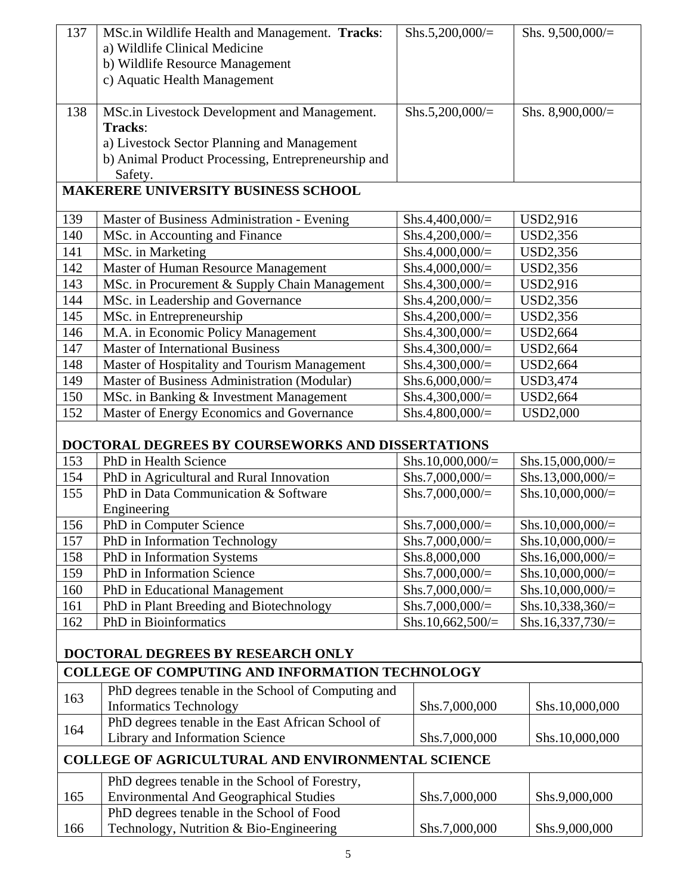| | | | |
|---|---|---|---|
| 137 | MSc.in Wildlife Health and Management. **Tracks**:<br>a) Wildlife Clinical Medicine<br>b) Wildlife Resource Management<br>c) Aquatic Health Management | Shs.5,200,000/= | Shs. 9,500,000/= |
| 138 | MSc.in Livestock Development and Management. **Tracks**:<br>a) Livestock Sector Planning and Management<br>b) Animal Product Processing, Entrepreneurship and Safety. | Shs.5,200,000/= | Shs. 8,900,000/= |
| **MAKERERE UNIVERSITY BUSINESS SCHOOL** | | | |
| 139 | Master of Business Administration - Evening | Shs.4,400,000/= | USD2,916 |
| 140 | MSc. in Accounting and Finance | Shs.4,200,000/= | USD2,356 |
| 141 | MSc. in Marketing | Shs.4,000,000/= | USD2,356 |
| 142 | Master of Human Resource Management | Shs.4,000,000/= | USD2,356 |
| 143 | MSc. in Procurement & Supply Chain Management | Shs.4,300,000/= | USD2,916 |
| 144 | MSc. in Leadership and Governance | Shs.4,200,000/= | USD2,356 |
| 145 | MSc. in Entrepreneurship | Shs.4,200,000/= | USD2,356 |
| 146 | M.A. in Economic Policy Management | Shs.4,300,000/= | USD2,664 |
| 147 | Master of International Business | Shs.4,300,000/= | USD2,664 |
| 148 | Master of Hospitality and Tourism Management | Shs.4,300,000/= | USD2,664 |
| 149 | Master of Business Administration (Modular) | Shs.6,000,000/= | USD3,474 |
| 150 | MSc. in Banking & Investment Management | Shs.4,300,000/= | USD2,664 |
| 152 | Master of Energy Economics and Governance | Shs.4,800,000/= | USD2,000 |
| **DOCTORAL DEGREES BY COURSEWORKS AND DISSERTATIONS** | | | |
| 153 | PhD in Health Science | Shs.10,000,000/= | Shs.15,000,000/= |
| 154 | PhD in Agricultural and Rural Innovation | Shs.7,000,000/= | Shs.13,000,000/= |
| 155 | PhD in Data Communication & Software Engineering | Shs.7,000,000/= | Shs.10,000,000/= |
| 156 | PhD in Computer Science | Shs.7,000,000/= | Shs.10,000,000/= |
| 157 | PhD in Information Technology | Shs.7,000,000/= | Shs.10,000,000/= |
| 158 | PhD in Information Systems | Shs.8,000,000 | Shs.16,000,000/= |
| 159 | PhD in Information Science | Shs.7,000,000/= | Shs.10,000,000/= |
| 160 | PhD in Educational Management | Shs.7,000,000/= | Shs.10,000,000/= |
| 161 | PhD in Plant Breeding and Biotechnology | Shs.7,000,000/= | Shs.10,338,360/= |
| 162 | PhD in Bioinformatics | Shs.10,662,500/= | Shs.16,337,730/= |
| **DOCTORAL DEGREES BY RESEARCH ONLY** | | | |
| **COLLEGE OF COMPUTING AND INFORMATION TECHNOLOGY** | | | |
| 163 | PhD degrees tenable in the School of Computing and Informatics Technology | Shs.7,000,000 | Shs.10,000,000 |
| 164 | PhD degrees tenable in the East African School of Library and Information Science | Shs.7,000,000 | Shs.10,000,000 |
| **COLLEGE OF AGRICULTURAL AND ENVIRONMENTAL SCIENCE** | | | |
| 165 | PhD degrees tenable in the School of Forestry, Environmental And Geographical Studies | Shs.7,000,000 | Shs.9,000,000 |
| 166 | PhD degrees tenable in the School of Food Technology, Nutrition & Bio-Engineering | Shs.7,000,000 | Shs.9,000,000 |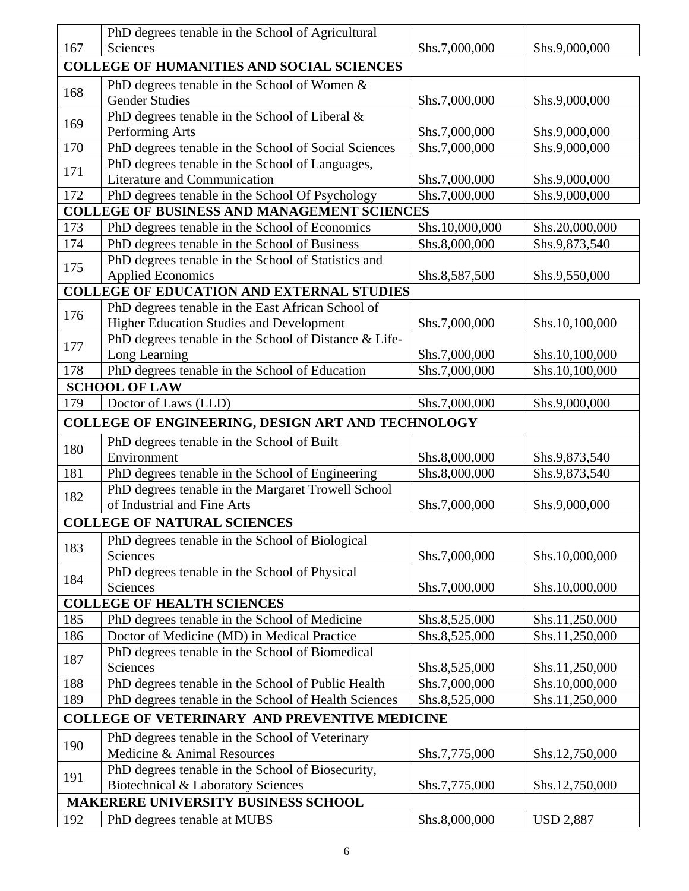| | | | |
|---|---|---|---|
| 167 | PhD degrees tenable in the School of Agricultural Sciences | Shs.7,000,000 | Shs.9,000,000 |
| **COLLEGE OF HUMANITIES AND SOCIAL SCIENCES** | | | |
| 168 | PhD degrees tenable in the School of Women & Gender Studies | Shs.7,000,000 | Shs.9,000,000 |
| 169 | PhD degrees tenable in the School of Liberal & Performing Arts | Shs.7,000,000 | Shs.9,000,000 |
| 170 | PhD degrees tenable in the School of Social Sciences | Shs.7,000,000 | Shs.9,000,000 |
| 171 | PhD degrees tenable in the School of Languages, Literature and Communication | Shs.7,000,000 | Shs.9,000,000 |
| 172 | PhD degrees tenable in the School Of Psychology | Shs.7,000,000 | Shs.9,000,000 |
| **COLLEGE OF BUSINESS AND MANAGEMENT SCIENCES** | | | |
| 173 | PhD degrees tenable in the School of Economics | Shs.10,000,000 | Shs.20,000,000 |
| 174 | PhD degrees tenable in the School of Business | Shs.8,000,000 | Shs.9,873,540 |
| 175 | PhD degrees tenable in the School of Statistics and Applied Economics | Shs.8,587,500 | Shs.9,550,000 |
| **COLLEGE OF EDUCATION AND EXTERNAL STUDIES** | | | |
| 176 | PhD degrees tenable in the East African School of Higher Education Studies and Development | Shs.7,000,000 | Shs.10,100,000 |
| 177 | PhD degrees tenable in the School of Distance & Life-Long Learning | Shs.7,000,000 | Shs.10,100,000 |
| 178 | PhD degrees tenable in the School of Education | Shs.7,000,000 | Shs.10,100,000 |
| **SCHOOL OF LAW** | | | |
| 179 | Doctor of Laws (LLD) | Shs.7,000,000 | Shs.9,000,000 |
| **COLLEGE OF ENGINEERING, DESIGN ART AND TECHNOLOGY** | | | |
| 180 | PhD degrees tenable in the School of Built Environment | Shs.8,000,000 | Shs.9,873,540 |
| 181 | PhD degrees tenable in the School of Engineering | Shs.8,000,000 | Shs.9,873,540 |
| 182 | PhD degrees tenable in the Margaret Trowell School of Industrial and Fine Arts | Shs.7,000,000 | Shs.9,000,000 |
| **COLLEGE OF NATURAL SCIENCES** | | | |
| 183 | PhD degrees tenable in the School of Biological Sciences | Shs.7,000,000 | Shs.10,000,000 |
| 184 | PhD degrees tenable in the School of Physical Sciences | Shs.7,000,000 | Shs.10,000,000 |
| **COLLEGE OF HEALTH SCIENCES** | | | |
| 185 | PhD degrees tenable in the School of Medicine | Shs.8,525,000 | Shs.11,250,000 |
| 186 | Doctor of Medicine (MD) in Medical Practice | Shs.8,525,000 | Shs.11,250,000 |
| 187 | PhD degrees tenable in the School of Biomedical Sciences | Shs.8,525,000 | Shs.11,250,000 |
| 188 | PhD degrees tenable in the School of Public Health | Shs.7,000,000 | Shs.10,000,000 |
| 189 | PhD degrees tenable in the School of Health Sciences | Shs.8,525,000 | Shs.11,250,000 |
| **COLLEGE OF VETERINARY AND PREVENTIVE MEDICINE** | | | |
| 190 | PhD degrees tenable in the School of Veterinary Medicine & Animal Resources | Shs.7,775,000 | Shs.12,750,000 |
| 191 | PhD degrees tenable in the School of Biosecurity, Biotechnical & Laboratory Sciences | Shs.7,775,000 | Shs.12,750,000 |
| **MAKERERE UNIVERSITY BUSINESS SCHOOL** | | | |
| 192 | PhD degrees tenable at MUBS | Shs.8,000,000 | USD 2,887 |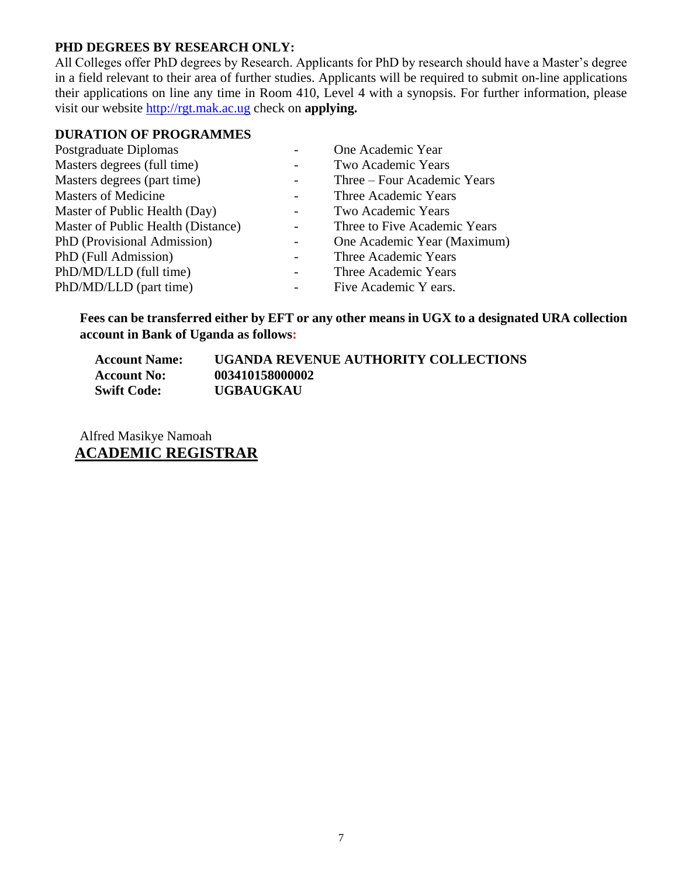### PHD DEGREES BY RESEARCH ONLY:

All Colleges offer PhD degrees by Research. Applicants for PhD by research should have a Master's degree in a field relevant to their area of further studies. Applicants will be required to submit on-line applications their applications on line any time in Room 410, Level 4 with a synopsis. For further information, please visit our website http://rgt.mak.ac.ug check on **applying.**

### DURATION OF PROGRAMMES

| | | |
|---|---|---|
| Postgraduate Diplomas | - | One Academic Year |
| Masters degrees (full time) | - | Two Academic Years |
| Masters degrees (part time) | - | Three – Four Academic Years |
| Masters of Medicine | - | Three Academic Years |
| Master of Public Health (Day) | - | Two Academic Years |
| Master of Public Health (Distance) | - | Three to Five Academic Years |
| PhD (Provisional Admission) | - | One Academic Year (Maximum) |
| PhD (Full Admission) | - | Three Academic Years |
| PhD/MD/LLD (full time) | - | Three Academic Years |
| PhD/MD/LLD (part time) | - | Five Academic Y ears. |

**Fees can be transferred either by EFT or any other means in UGX to a designated URA collection account in Bank of Uganda as follows:**

| | |
|---|---|
| **Account Name:** | **UGANDA REVENUE AUTHORITY COLLECTIONS** |
| **Account No:** | **003410158000002** |
| **Swift Code:** | **UGBAUGKAU** |

Alfred Masikye Namoah

**ACADEMIC REGISTRAR**